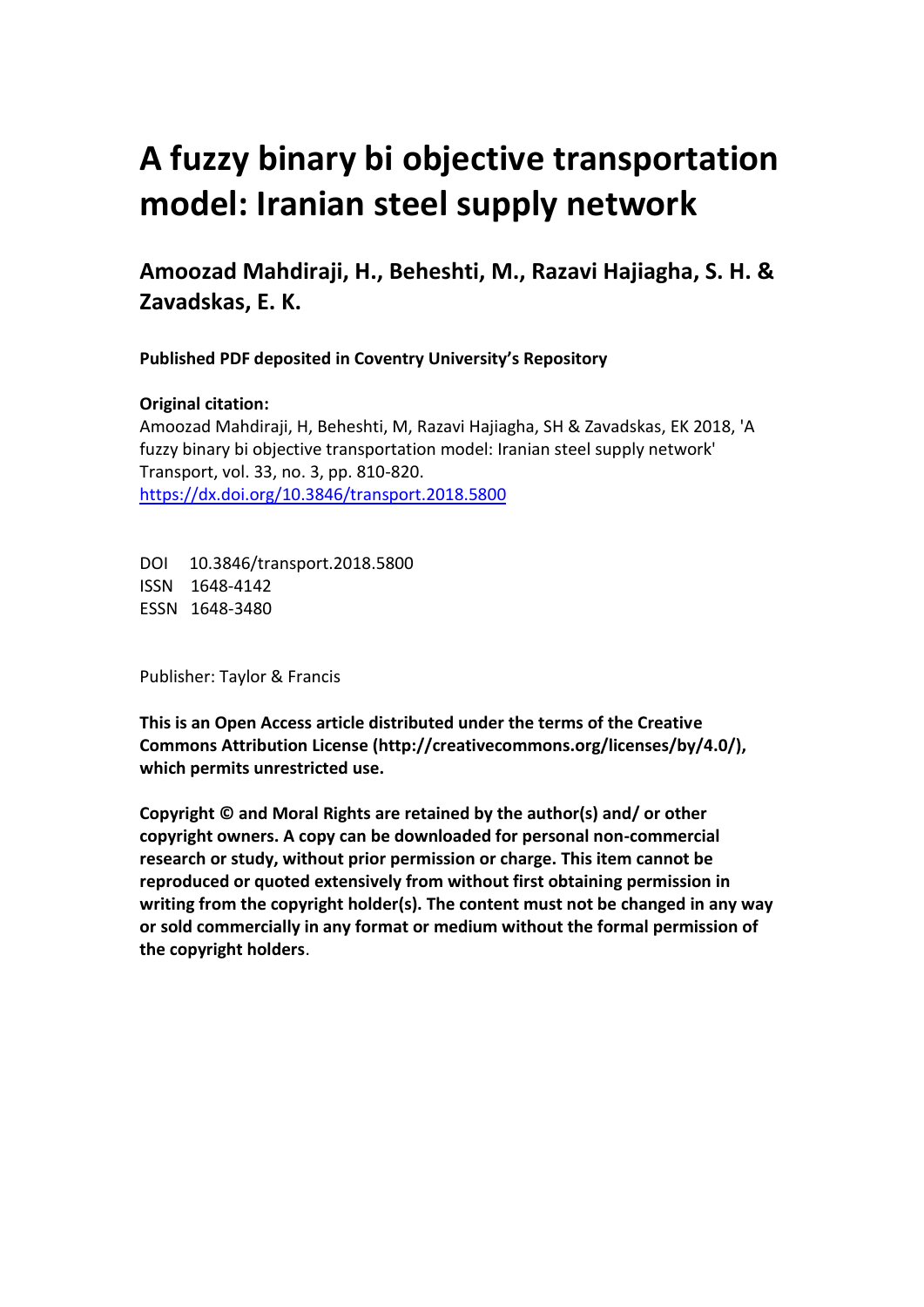# A fuzzy binary bi objective transportation model: Iranian steel supply network

## Amoozad Mahdiraji, H., Beheshti, M., Razavi Hajiagha, S. H. & Zavadskas, E. K.

**Published PDF deposited in Coventry University's Repository**

**Original citation:**

Amoozad Mahdiraji, H, Beheshti, M, Razavi Hajiagha, SH & Zavadskas, EK 2018, 'A fuzzy binary bi objective transportation model: Iranian steel supply network' Transport, vol. 33, no. 3, pp. 810-820.
https://dx.doi.org/10.3846/transport.2018.5800

DOI 10.3846/transport.2018.5800
ISSN 1648-4142
ESSN 1648-3480

Publisher: Taylor & Francis

**This is an Open Access article distributed under the terms of the Creative Commons Attribution License (http://creativecommons.org/licenses/by/4.0/), which permits unrestricted use.**

**Copyright © and Moral Rights are retained by the author(s) and/ or other copyright owners. A copy can be downloaded for personal non-commercial research or study, without prior permission or charge. This item cannot be reproduced or quoted extensively from without first obtaining permission in writing from the copyright holder(s). The content must not be changed in any way or sold commercially in any format or medium without the formal permission of the copyright holders**.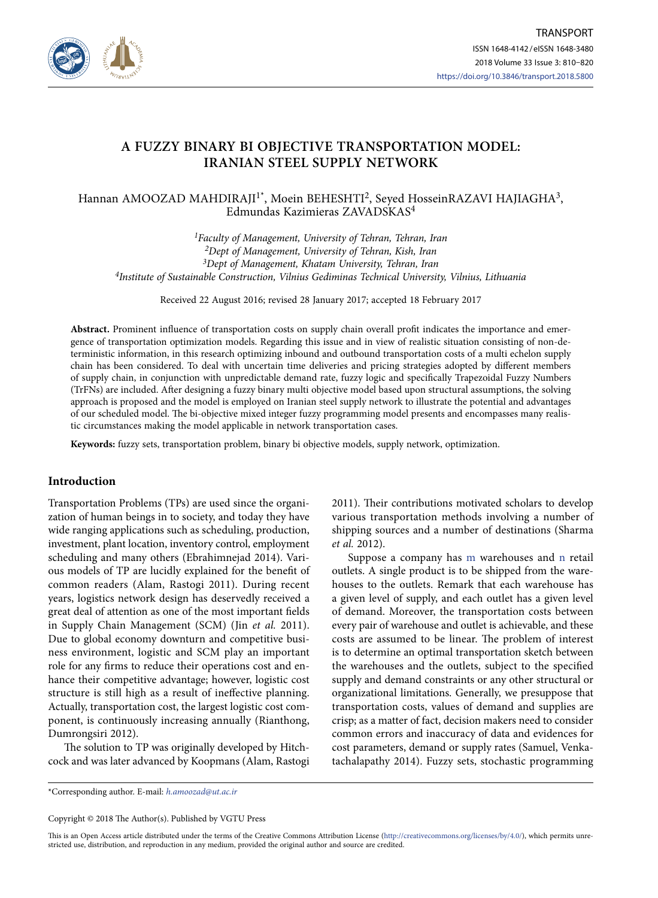# A FUZZY BINARY BI OBJECTIVE TRANSPORTATION MODEL: IRANIAN STEEL SUPPLY NETWORK

Hannan AMOOZAD MAHDIRAJI[1*], Moein BEHESHTI[2], Seyed HosseinRAZAVI HAJIAGHA[3], Edmundas Kazimieras ZAVADSKAS[4]

*[1]Faculty of Management, University of Tehran, Tehran, Iran*
*[2]Dept of Management, University of Tehran, Kish, Iran*
*[3]Dept of Management, Khatam University, Tehran, Iran*
*[4]Institute of Sustainable Construction, Vilnius Gediminas Technical University, Vilnius, Lithuania*

Received 22 August 2016; revised 28 January 2017; accepted 18 February 2017

**Abstract.** Prominent influence of transportation costs on supply chain overall profit indicates the importance and emergence of transportation optimization models. Regarding this issue and in view of realistic situation consisting of non-deterministic information, in this research optimizing inbound and outbound transportation costs of a multi echelon supply chain has been considered. To deal with uncertain time deliveries and pricing strategies adopted by different members of supply chain, in conjunction with unpredictable demand rate, fuzzy logic and specifically Trapezoidal Fuzzy Numbers (TrFNs) are included. After designing a fuzzy binary multi objective model based upon structural assumptions, the solving approach is proposed and the model is employed on Iranian steel supply network to illustrate the potential and advantages of our scheduled model. The bi-objective mixed integer fuzzy programming model presents and encompasses many realistic circumstances making the model applicable in network transportation cases.

**Keywords:** fuzzy sets, transportation problem, binary bi objective models, supply network, optimization.

## Introduction

Transportation Problems (TPs) are used since the organization of human beings in to society, and today they have wide ranging applications such as scheduling, production, investment, plant location, inventory control, employment scheduling and many others (Ebrahimnejad 2014). Various models of TP are lucidly explained for the benefit of common readers (Alam, Rastogi 2011). During recent years, logistics network design has deservedly received a great deal of attention as one of the most important fields in Supply Chain Management (SCM) (Jin *et al.* 2011). Due to global economy downturn and competitive business environment, logistic and SCM play an important role for any firms to reduce their operations cost and enhance their competitive advantage; however, logistic cost structure is still high as a result of ineffective planning. Actually, transportation cost, the largest logistic cost component, is continuously increasing annually (Rianthong, Dumrongsiri 2012).

The solution to TP was originally developed by Hitchcock and was later advanced by Koopmans (Alam, Rastogi 2011). Their contributions motivated scholars to develop various transportation methods involving a number of shipping sources and a number of destinations (Sharma *et al.* 2012).

Suppose a company has m warehouses and n retail outlets. A single product is to be shipped from the warehouses to the outlets. Remark that each warehouse has a given level of supply, and each outlet has a given level of demand. Moreover, the transportation costs between every pair of warehouse and outlet is achievable, and these costs are assumed to be linear. The problem of interest is to determine an optimal transportation sketch between the warehouses and the outlets, subject to the specified supply and demand constraints or any other structural or organizational limitations. Generally, we presuppose that transportation costs, values of demand and supplies are crisp; as a matter of fact, decision makers need to consider common errors and inaccuracy of data and evidences for cost parameters, demand or supply rates (Samuel, Venkatachalapathy 2014). Fuzzy sets, stochastic programming

*Corresponding author. E-mail: *h.amoozad@ut.ac.ir*

Copyright © 2018 The Author(s). Published by VGTU Press

This is an Open Access article distributed under the terms of the Creative Commons Attribution License (http://creativecommons.org/licenses/by/4.0/), which permits unrestricted use, distribution, and reproduction in any medium, provided the original author and source are credited.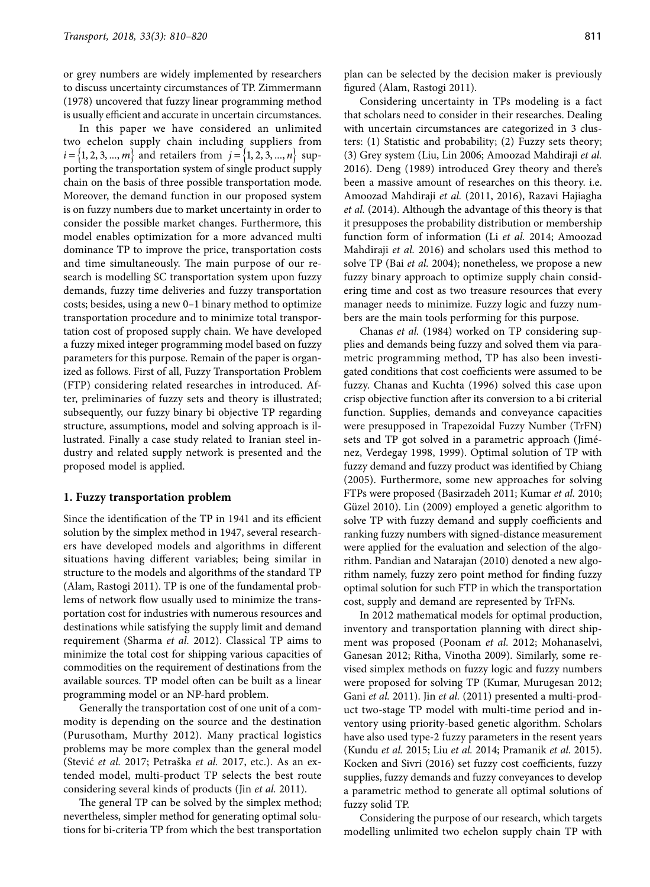or grey numbers are widely implemented by researchers to discuss uncertainty circumstances of TP. Zimmermann (1978) uncovered that fuzzy linear programming method is usually efficient and accurate in uncertain circumstances.

In this paper we have considered an unlimited two echelon supply chain including suppliers from $i = \{1, 2, 3, ..., m\}$ and retailers from $j = \{1, 2, 3, ..., n\}$ supporting the transportation system of single product supply chain on the basis of three possible transportation mode. Moreover, the demand function in our proposed system is on fuzzy numbers due to market uncertainty in order to consider the possible market changes. Furthermore, this model enables optimization for a more advanced multi dominance TP to improve the price, transportation costs and time simultaneously. The main purpose of our research is modelling SC transportation system upon fuzzy demands, fuzzy time deliveries and fuzzy transportation costs; besides, using a new 0–1 binary method to optimize transportation procedure and to minimize total transportation cost of proposed supply chain. We have developed a fuzzy mixed integer programming model based on fuzzy parameters for this purpose. Remain of the paper is organized as follows. First of all, Fuzzy Transportation Problem (FTP) considering related researches in introduced. After, preliminaries of fuzzy sets and theory is illustrated; subsequently, our fuzzy binary bi objective TP regarding structure, assumptions, model and solving approach is illustrated. Finally a case study related to Iranian steel industry and related supply network is presented and the proposed model is applied.

## 1. Fuzzy transportation problem

Since the identification of the TP in 1941 and its efficient solution by the simplex method in 1947, several researchers have developed models and algorithms in different situations having different variables; being similar in structure to the models and algorithms of the standard TP (Alam, Rastogi 2011). TP is one of the fundamental problems of network flow usually used to minimize the transportation cost for industries with numerous resources and destinations while satisfying the supply limit and demand requirement (Sharma *et al.* 2012). Classical TP aims to minimize the total cost for shipping various capacities of commodities on the requirement of destinations from the available sources. TP model often can be built as a linear programming model or an NP-hard problem.

Generally the transportation cost of one unit of a commodity is depending on the source and the destination (Purusotham, Murthy 2012). Many practical logistics problems may be more complex than the general model (Stević *et al.* 2017; Petraška *et al.* 2017, etc.). As an extended model, multi-product TP selects the best route considering several kinds of products (Jin *et al.* 2011).

The general TP can be solved by the simplex method; nevertheless, simpler method for generating optimal solutions for bi-criteria TP from which the best transportation plan can be selected by the decision maker is previously figured (Alam, Rastogi 2011).

Considering uncertainty in TPs modeling is a fact that scholars need to consider in their researches. Dealing with uncertain circumstances are categorized in 3 clusters: (1) Statistic and probability; (2) Fuzzy sets theory; (3) Grey system (Liu, Lin 2006; Amoozad Mahdiraji *et al.* 2016). Deng (1989) introduced Grey theory and there's been a massive amount of researches on this theory. i.e. Amoozad Mahdiraji *et al.* (2011, 2016), Razavi Hajiagha *et al.* (2014). Although the advantage of this theory is that it presupposes the probability distribution or membership function form of information (Li *et al.* 2014; Amoozad Mahdiraji *et al.* 2016) and scholars used this method to solve TP (Bai *et al.* 2004); nonetheless, we propose a new fuzzy binary approach to optimize supply chain considering time and cost as two treasure resources that every manager needs to minimize. Fuzzy logic and fuzzy numbers are the main tools performing for this purpose.

Chanas *et al.* (1984) worked on TP considering supplies and demands being fuzzy and solved them via parametric programming method, TP has also been investigated conditions that cost coefficients were assumed to be fuzzy. Chanas and Kuchta (1996) solved this case upon crisp objective function after its conversion to a bi criterial function. Supplies, demands and conveyance capacities were presupposed in Trapezoidal Fuzzy Number (TrFN) sets and TP got solved in a parametric approach (Jiménez, Verdegay 1998, 1999). Optimal solution of TP with fuzzy demand and fuzzy product was identified by Chiang (2005). Furthermore, some new approaches for solving FTPs were proposed (Basirzadeh 2011; Kumar *et al.* 2010; Güzel 2010). Lin (2009) employed a genetic algorithm to solve TP with fuzzy demand and supply coefficients and ranking fuzzy numbers with signed-distance measurement were applied for the evaluation and selection of the algorithm. Pandian and Natarajan (2010) denoted a new algorithm namely, fuzzy zero point method for finding fuzzy optimal solution for such FTP in which the transportation cost, supply and demand are represented by TrFNs.

In 2012 mathematical models for optimal production, inventory and transportation planning with direct shipment was proposed (Poonam *et al.* 2012; Mohanaselvi, Ganesan 2012; Ritha, Vinotha 2009). Similarly, some revised simplex methods on fuzzy logic and fuzzy numbers were proposed for solving TP (Kumar, Murugesan 2012; Gani *et al.* 2011). Jin *et al.* (2011) presented a multi-product two-stage TP model with multi-time period and inventory using priority-based genetic algorithm. Scholars have also used type-2 fuzzy parameters in the resent years (Kundu *et al.* 2015; Liu *et al.* 2014; Pramanik *et al.* 2015). Kocken and Sivri (2016) set fuzzy cost coefficients, fuzzy supplies, fuzzy demands and fuzzy conveyances to develop a parametric method to generate all optimal solutions of fuzzy solid TP.

Considering the purpose of our research, which targets modelling unlimited two echelon supply chain TP with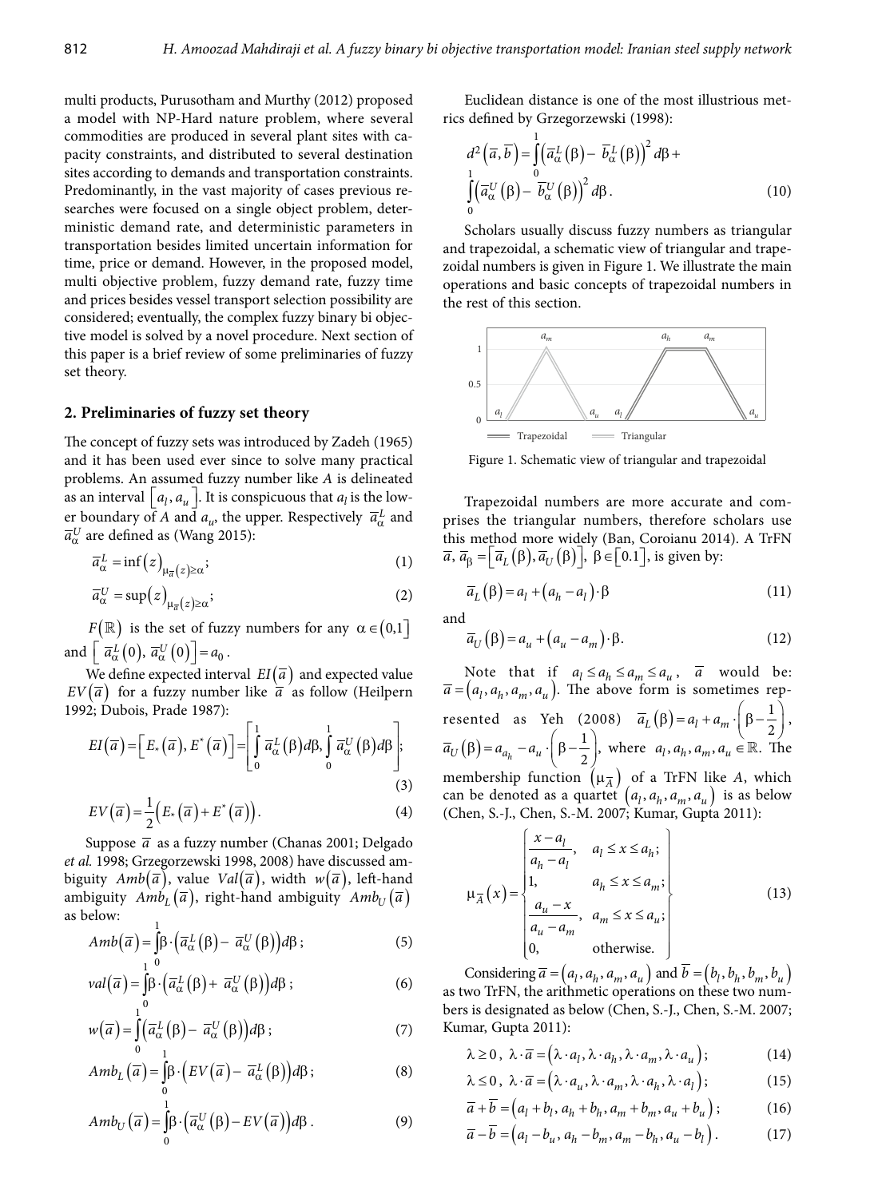multi products, Purusotham and Murthy (2012) proposed a model with NP-Hard nature problem, where several commodities are produced in several plant sites with capacity constraints, and distributed to several destination sites according to demands and transportation constraints. Predominantly, in the vast majority of cases previous researches were focused on a single object problem, deterministic demand rate, and deterministic parameters in transportation besides limited uncertain information for time, price or demand. However, in the proposed model, multi objective problem, fuzzy demand rate, fuzzy time and prices besides vessel transport selection possibility are considered; eventually, the complex fuzzy binary bi objective model is solved by a novel procedure. Next section of this paper is a brief review of some preliminaries of fuzzy set theory.

## 2. Preliminaries of fuzzy set theory

The concept of fuzzy sets was introduced by Zadeh (1965) and it has been used ever since to solve many practical problems. An assumed fuzzy number like $A$ is delineated as an interval $\left[a_l, a_u\right]$. It is conspicuous that $a_l$ is the lower boundary of $A$ and $a_u$, the upper. Respectively $\overline{a}_\alpha^L$ and $\overline{a}_\alpha^U$ are defined as (Wang 2015):

$$\overline{a}_\alpha^L = \inf\left(z\right)_{\mu_{\overline{a}}(z)\geq\alpha}; \tag{1}$$

$$\overline{a}_\alpha^U = \sup\left(z\right)_{\mu_{\overline{a}}(z)\geq\alpha}; \tag{2}$$

$F(\mathbb{R})$ is the set of fuzzy numbers for any $\alpha\in\left(0,1\right]$ and $\left[\overline{a}_\alpha^L(0), \overline{a}_\alpha^U(0)\right] = a_0$.

We define expected interval $EI(\overline{a})$ and expected value $EV(\overline{a})$ for a fuzzy number like $\overline{a}$ as follow (Heilpern 1992; Dubois, Prade 1987):

$$EI(\overline{a}) = \left[E_*(\overline{a}), E^*(\overline{a})\right] = \left[\int_0^1 \overline{a}_\alpha^L(\beta)d\beta, \int_0^1 \overline{a}_\alpha^U(\beta)d\beta\right]; \tag{3}$$

$$EV(\overline{a}) = \frac{1}{2}\left(E_*(\overline{a}) + E^*(\overline{a})\right). \tag{4}$$

Suppose $\overline{a}$ as a fuzzy number (Chanas 2001; Delgado *et al.* 1998; Grzegorzewski 1998, 2008) have discussed ambiguity $Amb(\overline{a})$, value $Val(\overline{a})$, width $w(\overline{a})$, left-hand ambiguity $Amb_L(\overline{a})$, right-hand ambiguity $Amb_U(\overline{a})$ as below:

$$Amb(\overline{a}) = \int_0^1 \beta\cdot\left(\overline{a}_\alpha^L(\beta) - \overline{a}_\alpha^U(\beta)\right)d\beta; \tag{5}$$

$$val(\overline{a}) = \int_0^1 \beta\cdot\left(\overline{a}_\alpha^L(\beta) + \overline{a}_\alpha^U(\beta)\right)d\beta; \tag{6}$$

$$w(\overline{a}) = \int_0^1 \left(\overline{a}_\alpha^L(\beta) - \overline{a}_\alpha^U(\beta)\right)d\beta; \tag{7}$$

$$Amb_L(\overline{a}) = \int_0^1 \beta\cdot\left(EV(\overline{a}) - \overline{a}_\alpha^L(\beta)\right)d\beta; \tag{8}$$

$$Amb_U(\overline{a}) = \int_0^1 \beta\cdot\left(\overline{a}_\alpha^U(\beta) - EV(\overline{a})\right)d\beta. \tag{9}$$

Euclidean distance is one of the most illustrious metrics defined by Grzegorzewski (1998):

$$d^2(\overline{a},\overline{b}) = \int_0^1 \left(\overline{a}_\alpha^L(\beta) - \overline{b}_\alpha^L(\beta)\right)^2 d\beta + \int_0^1 \left(\overline{a}_\alpha^U(\beta) - \overline{b}_\alpha^U(\beta)\right)^2 d\beta. \tag{10}$$

Scholars usually discuss fuzzy numbers as triangular and trapezoidal, a schematic view of triangular and trapezoidal numbers is given in Figure 1. We illustrate the main operations and basic concepts of trapezoidal numbers in the rest of this section.

$a_m$ $a_h$ $a_m$
1
0.5
0 $a_l$ $a_u$ $a_l$ $a_u$
Trapezoidal Triangular

Figure 1. Schematic view of triangular and trapezoidal

Trapezoidal numbers are more accurate and comprises the triangular numbers, therefore scholars use this method more widely (Ban, Coroianu 2014). A TrFN $\overline{a}$, $\overline{a}_\beta = \left[\overline{a}_L(\beta), \overline{a}_U(\beta)\right]$, $\beta\in\left[0.1\right]$, is given by:

$$\overline{a}_L(\beta) = a_l + \left(a_h - a_l\right)\cdot\beta \tag{11}$$

and

$$\overline{a}_U(\beta) = a_u + \left(a_u - a_m\right)\cdot\beta. \tag{12}$$

Note that if $a_l \leq a_h \leq a_m \leq a_u$, $\overline{a}$ would be: $\overline{a} = \left(a_l, a_h, a_m, a_u\right)$. The above form is sometimes represented as Yeh (2008) $\overline{a}_L(\beta) = a_l + a_m\cdot\left(\beta - \frac{1}{2}\right)$, $\overline{a}_U(\beta) = a_{a_h} - a_u\cdot\left(\beta - \frac{1}{2}\right)$, where $a_l, a_h, a_m, a_u \in \mathbb{R}$. The membership function $\left(\mu_{\overline{A}}\right)$ of a TrFN like $A$, which can be denoted as a quartet $\left(a_l, a_h, a_m, a_u\right)$ is as below (Chen, S.-J., Chen, S.-M. 2007; Kumar, Gupta 2011):

$$\mu_{\overline{A}}(x) = \begin{Bmatrix} \dfrac{x - a_l}{a_h - a_l}, & a_l \leq x \leq a_h; \\ 1, & a_h \leq x \leq a_m; \\ \dfrac{a_u - x}{a_u - a_m}, & a_m \leq x \leq a_u; \\ 0, & \text{otherwise.} \end{Bmatrix} \tag{13}$$

Considering $\overline{a} = \left(a_l, a_h, a_m, a_u\right)$ and $\overline{b} = \left(b_l, b_h, b_m, b_u\right)$ as two TrFN, the arithmetic operations on these two numbers is designated as below (Chen, S.-J., Chen, S.-M. 2007; Kumar, Gupta 2011):

$$\lambda \geq 0,\ \lambda\cdot\overline{a} = \left(\lambda\cdot a_l, \lambda\cdot a_h, \lambda\cdot a_m, \lambda\cdot a_u\right); \tag{14}$$

$$\lambda \leq 0,\ \lambda\cdot\overline{a} = \left(\lambda\cdot a_u, \lambda\cdot a_m, \lambda\cdot a_h, \lambda\cdot a_l\right); \tag{15}$$

$$\overline{a} + \overline{b} = \left(a_l + b_l, a_h + b_h, a_m + b_m, a_u + b_u\right); \tag{16}$$

$$\overline{a} - \overline{b} = \left(a_l - b_u, a_h - b_m, a_m - b_h, a_u - b_l\right). \tag{17}$$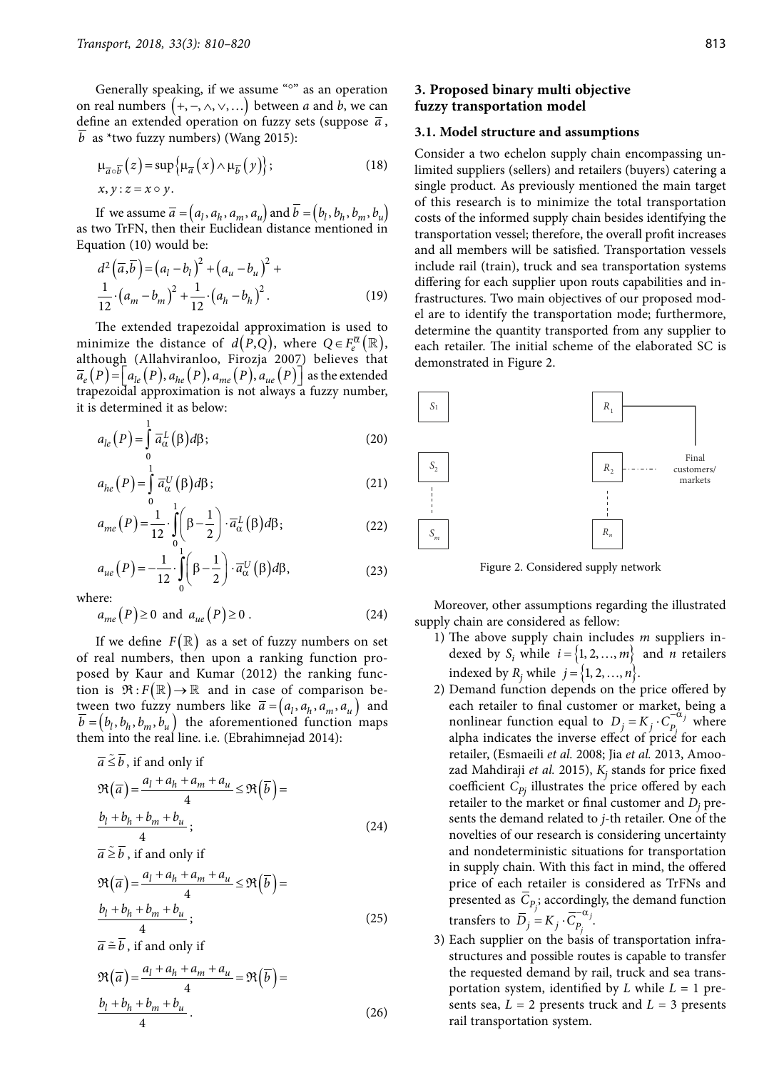Generally speaking, if we assume "$\circ$" as an operation on real numbers $(+,-,\wedge,\vee,\ldots)$ between $a$ and $b$, we can define an extended operation on fuzzy sets (suppose $\overline{a}$, $\overline{b}$ as *two fuzzy numbers) (Wang 2015):

$$\mu_{\overline{a}\circ\overline{b}}(z)=\sup\left\{\mu_{\overline{a}}(x)\wedge\mu_{\overline{b}}(y)\right\};\quad x,y: z=x\circ y. \tag{18}$$

If we assume $\overline{a}=(a_l,a_h,a_m,a_u)$ and $\overline{b}=(b_l,b_h,b_m,b_u)$ as two TrFN, then their Euclidean distance mentioned in Equation (10) would be:

$$d^2\left(\overline{a},\overline{b}\right)=\left(a_l-b_l\right)^2+\left(a_u-b_u\right)^2+\frac{1}{12}\cdot\left(a_m-b_m\right)^2+\frac{1}{12}\cdot\left(a_h-b_h\right)^2. \tag{19}$$

The extended trapezoidal approximation is used to minimize the distance of $d(P,Q)$, where $Q\in F_e^{\overline{\alpha}}(\mathbb{R})$, although (Allahviranloo, Firozja 2007) believes that $\overline{a}_e(P)=\left[a_{le}(P),a_{he}(P),a_{me}(P),a_{ue}(P)\right]$ as the extended trapezoidal approximation is not always a fuzzy number, it is determined it as below:

$$a_{le}(P)=\int_0^1 \overline{a}_\alpha^L(\beta)d\beta; \tag{20}$$

$$a_{he}(P)=\int_0^1 \overline{a}_\alpha^U(\beta)d\beta; \tag{21}$$

$$a_{me}(P)=\frac{1}{12}\cdot\int_0^1\left(\beta-\frac{1}{2}\right)\cdot\overline{a}_\alpha^L(\beta)d\beta; \tag{22}$$

$$a_{ue}(P)=-\frac{1}{12}\cdot\int_0^1\left(\beta-\frac{1}{2}\right)\cdot\overline{a}_\alpha^U(\beta)d\beta, \tag{23}$$

where:

$$a_{me}(P)\geq 0 \text{ and } a_{ue}(P)\geq 0. \tag{24}$$

If we define $F(\mathbb{R})$ as a set of fuzzy numbers on set of real numbers, then upon a ranking function proposed by Kaur and Kumar (2012) the ranking function is $\Re: F(\mathbb{R})\to\mathbb{R}$ and in case of comparison between two fuzzy numbers like $\overline{a}=(a_l,a_h,a_m,a_u)$ and $\overline{b}=(b_l,b_h,b_m,b_u)$ the aforementioned function maps them into the real line. i.e. (Ebrahimnejad 2014):

$\overline{a}\,\tilde{\leq}\,\overline{b}$, if and only if

$$\Re\left(\overline{a}\right)=\frac{a_l+a_h+a_m+a_u}{4}\leq\Re\left(\overline{b}\right)=\frac{b_l+b_h+b_m+b_u}{4}; \tag{24}$$

$\overline{a}\,\tilde{\geq}\,\overline{b}$, if and only if

$$\Re\left(\overline{a}\right)=\frac{a_l+a_h+a_m+a_u}{4}\leq\Re\left(\overline{b}\right)=\frac{b_l+b_h+b_m+b_u}{4}; \tag{25}$$

$\overline{a}\,\tilde{=}\,\overline{b}$, if and only if

$$\Re\left(\overline{a}\right)=\frac{a_l+a_h+a_m+a_u}{4}=\Re\left(\overline{b}\right)=\frac{b_l+b_h+b_m+b_u}{4}. \tag{26}$$

## 3. Proposed binary multi objective fuzzy transportation model

### 3.1. Model structure and assumptions

Consider a two echelon supply chain encompassing unlimited suppliers (sellers) and retailers (buyers) catering a single product. As previously mentioned the main target of this research is to minimize the total transportation costs of the informed supply chain besides identifying the transportation vessel; therefore, the overall profit increases and all members will be satisfied. Transportation vessels include rail (train), truck and sea transportation systems differing for each supplier upon routs capabilities and infrastructures. Two main objectives of our proposed model are to identify the transportation mode; furthermore, determine the quantity transported from any supplier to each retailer. The initial scheme of the elaborated SC is demonstrated in Figure 2.

$S_1$
$S_2$
$S_m$
$R_1$
$R_2$
$R_n$
Final customers/ markets

Figure 2. Considered supply network

Moreover, other assumptions regarding the illustrated supply chain are considered as fellow:

1) The above supply chain includes $m$ suppliers indexed by $S_i$ while $i=\{1,2,\ldots,m\}$ and $n$ retailers indexed by $R_j$ while $j=\{1,2,\ldots,n\}$.
2) Demand function depends on the price offered by each retailer to final customer or market, being a nonlinear function equal to $D_j=K_j\cdot C_{P_j}^{-\alpha_j}$ where alpha indicates the inverse effect of price for each retailer, (Esmaeili *et al.* 2008; Jia *et al.* 2013, Amoozad Mahdiraji *et al.* 2015), $K_j$ stands for price fixed coefficient $C_{Pj}$ illustrates the price offered by each retailer to the market or final customer and $D_j$ presents the demand related to $j$-th retailer. One of the novelties of our research is considering uncertainty and nondeterministic situations for transportation in supply chain. With this fact in mind, the offered price of each retailer is considered as TrFNs and presented as $\overline{C}_{P_j}$; accordingly, the demand function transfers to $\overline{D}_j=K_j\cdot\overline{C}_{P_j}^{-\alpha_j}$.
3) Each supplier on the basis of transportation infrastructures and possible routes is capable to transfer the requested demand by rail, truck and sea transportation system, identified by $L$ while $L=1$ presents sea, $L=2$ presents truck and $L=3$ presents rail transportation system.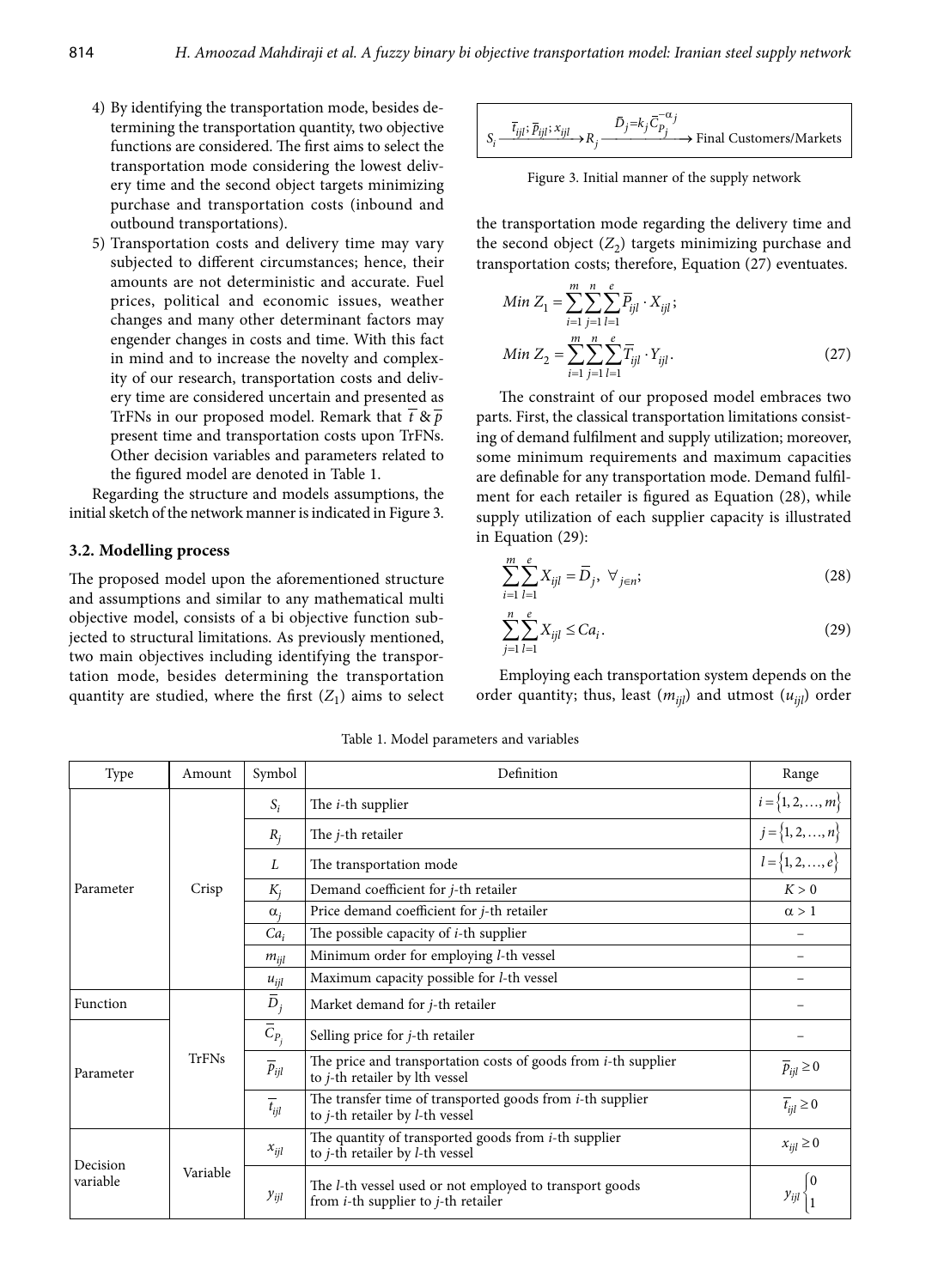4) By identifying the transportation mode, besides determining the transportation quantity, two objective functions are considered. The first aims to select the transportation mode considering the lowest delivery time and the second object targets minimizing purchase and transportation costs (inbound and outbound transportations).
5) Transportation costs and delivery time may vary subjected to different circumstances; hence, their amounts are not deterministic and accurate. Fuel prices, political and economic issues, weather changes and many other determinant factors may engender changes in costs and time. With this fact in mind and to increase the novelty and complexity of our research, transportation costs and delivery time are considered uncertain and presented as TrFNs in our proposed model. Remark that $\overline{t}$ & $\overline{p}$ present time and transportation costs upon TrFNs. Other decision variables and parameters related to the figured model are denoted in Table 1.

Regarding the structure and models assumptions, the initial sketch of the network manner is indicated in Figure 3.

$$S_i \xrightarrow{\overline{t}_{ijl};\, \overline{p}_{ijl};\, x_{ijl}} R_j \xrightarrow{\overline{D}_j = k_j \overline{C}_{P_j}^{-\alpha_j}} \text{Final Customers/Markets}$$

Figure 3. Initial manner of the supply network

### 3.2. Modelling process

The proposed model upon the aforementioned structure and assumptions and similar to any mathematical multi objective model, consists of a bi objective function subjected to structural limitations. As previously mentioned, two main objectives including identifying the transportation mode, besides determining the transportation quantity are studied, where the first ($Z_1$) aims to select the transportation mode regarding the delivery time and the second object ($Z_2$) targets minimizing purchase and transportation costs; therefore, Equation (27) eventuates.

$$Min\ Z_1 = \sum_{i=1}^{m}\sum_{j=1}^{n}\sum_{l=1}^{e}\overline{P}_{ijl} \cdot X_{ijl};$$
$$Min\ Z_2 = \sum_{i=1}^{m}\sum_{j=1}^{n}\sum_{l=1}^{e}\overline{T}_{ijl} \cdot Y_{ijl}. \tag{27}$$

The constraint of our proposed model embraces two parts. First, the classical transportation limitations consisting of demand fulfilment and supply utilization; moreover, some minimum requirements and maximum capacities are definable for any transportation mode. Demand fulfilment for each retailer is figured as Equation (28), while supply utilization of each supplier capacity is illustrated in Equation (29):

$$\sum_{i=1}^{m}\sum_{l=1}^{e}X_{ijl} = \overline{D}_j,\ \forall_{j \in n}; \tag{28}$$

$$\sum_{j=1}^{n}\sum_{l=1}^{e}X_{ijl} \leq Ca_i. \tag{29}$$

Employing each transportation system depends on the order quantity; thus, least ($m_{ijl}$) and utmost ($u_{ijl}$) order

Table 1. Model parameters and variables

| Type | Amount | Symbol | Definition | Range |
|---|---|---|---|---|
| Parameter | Crisp | $S_i$ | The $i$-th supplier | $i = \{1, 2, \ldots, m\}$ |
| | | $R_j$ | The $j$-th retailer | $j = \{1, 2, \ldots, n\}$ |
| | | $L$ | The transportation mode | $l = \{1, 2, \ldots, e\}$ |
| | | $K_j$ | Demand coefficient for $j$-th retailer | $K > 0$ |
| | | $\alpha_j$ | Price demand coefficient for $j$-th retailer | $\alpha > 1$ |
| | | $Ca_i$ | The possible capacity of $i$-th supplier | – |
| | | $m_{ijl}$ | Minimum order for employing $l$-th vessel | – |
| | | $u_{ijl}$ | Maximum capacity possible for $l$-th vessel | – |
| Function | TrFNs | $\overline{D}_j$ | Market demand for $j$-th retailer | – |
| Parameter | | $\overline{C}_{P_j}$ | Selling price for $j$-th retailer | – |
| | | $\overline{p}_{ijl}$ | The price and transportation costs of goods from $i$-th supplier to $j$-th retailer by lth vessel | $\overline{p}_{ijl} \geq 0$ |
| | | $\overline{t}_{ijl}$ | The transfer time of transported goods from $i$-th supplier to $j$-th retailer by $l$-th vessel | $\overline{t}_{ijl} \geq 0$ |
| Decision variable | Variable | $x_{ijl}$ | The quantity of transported goods from $i$-th supplier to $j$-th retailer by $l$-th vessel | $x_{ijl} \geq 0$ |
| | | $y_{ijl}$ | The $l$-th vessel used or not employed to transport goods from $i$-th supplier to $j$-th retailer | $y_{ijl} \begin{cases} 0 \\ 1 \end{cases}$ |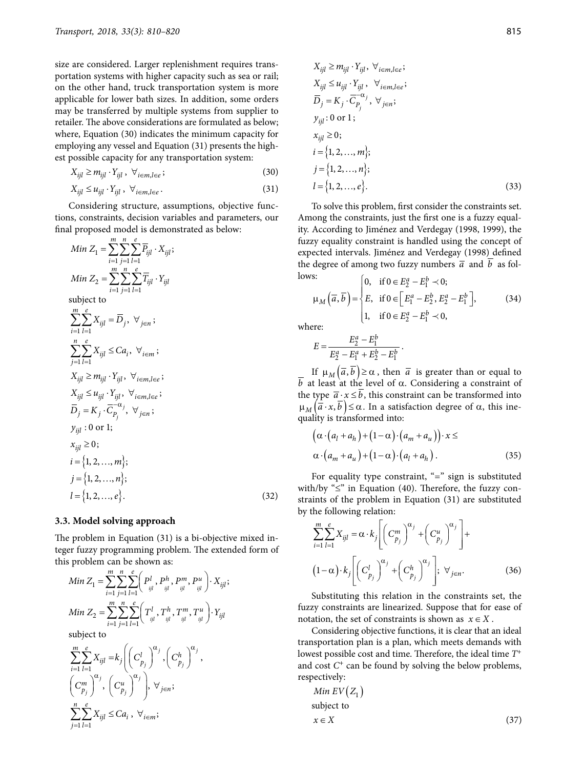size are considered. Larger replenishment requires transportation systems with higher capacity such as sea or rail; on the other hand, truck transportation system is more applicable for lower bath sizes. In addition, some orders may be transferred by multiple systems from supplier to retailer. The above considerations are formulated as below; where, Equation (30) indicates the minimum capacity for employing any vessel and Equation (31) presents the highest possible capacity for any transportation system:

$$X_{ijl} \geq m_{ijl} \cdot Y_{ijl}, \ \forall_{i \in m, l \in e}; \tag{30}$$

$$X_{ijl} \leq u_{ijl} \cdot Y_{ijl}, \ \forall_{i \in m, l \in e}. \tag{31}$$

Considering structure, assumptions, objective functions, constraints, decision variables and parameters, our final proposed model is demonstrated as below:

$$
\begin{aligned}
& Min\ Z_1 = \sum_{i=1}^{m} \sum_{j=1}^{n} \sum_{l=1}^{e} \overline{P}_{ijl} \cdot X_{ijl}; \\
& Min\ Z_2 = \sum_{i=1}^{m} \sum_{j=1}^{n} \sum_{l=1}^{e} \overline{T}_{ijl} \cdot Y_{ijl} \\
& \text{subject to} \\
& \sum_{i=1}^{m} \sum_{l=1}^{e} X_{ijl} = \overline{D}_j, \ \forall_{j \in n}; \\
& \sum_{j=1}^{n} \sum_{l=1}^{e} X_{ijl} \leq Ca_i, \ \forall_{i \in m}; \\
& X_{ijl} \geq m_{ijl} \cdot Y_{ijl}, \ \forall_{i \in m, l \in e}; \\
& X_{ijl} \leq u_{ijl} \cdot Y_{ijl}, \ \forall_{i \in m, l \in e}; \\
& \overline{D}_j = K_j \cdot \overline{C}_{P_j}^{-\alpha_j}, \ \forall_{j \in n}; \\
& y_{ijl} : 0 \text{ or } 1; \\
& x_{ijl} \geq 0; \\
& i = \{1, 2, \ldots, m\}; \\
& j = \{1, 2, \ldots, n\}; \\
& l = \{1, 2, \ldots, e\}.
\end{aligned} \tag{32}
$$

### 3.3. Model solving approach

The problem in Equation (31) is a bi-objective mixed integer fuzzy programming problem. The extended form of this problem can be shown as:

$$
\begin{aligned}
& Min\ Z_1 = \sum_{i=1}^{m} \sum_{j=1}^{n} \sum_{l=1}^{e} \left( P_{ijl}^{l}, P_{ijl}^{h}, P_{ijl}^{m}, P_{ijl}^{u} \right) \cdot X_{ijl}; \\
& Min\ Z_2 = \sum_{i=1}^{m} \sum_{j=1}^{n} \sum_{l=1}^{e} \left( T_{ijl}^{l}, T_{ijl}^{h}, T_{ijl}^{m}, T_{ijl}^{u} \right) \cdot Y_{ijl} \\
& \text{subject to} \\
& \sum_{i=1}^{m} \sum_{l=1}^{e} X_{ijl} = k_j \left( \left( C_{p_j}^{l} \right)^{\alpha_j}, \left( C_{p_j}^{h} \right)^{\alpha_j}, \left( C_{p_j}^{m} \right)^{\alpha_j}, \left( C_{p_j}^{u} \right)^{\alpha_j} \right), \ \forall_{j \in n}; \\
& \sum_{j=1}^{n} \sum_{l=1}^{e} X_{ijl} \leq Ca_i, \ \forall_{i \in m}; \\
& X_{ijl} \geq m_{ijl} \cdot Y_{ijl}, \ \forall_{i \in m, l \in e}; \\
& X_{ijl} \leq u_{ijl} \cdot Y_{ijl}, \ \forall_{i \in m, l \in e}; \\
& \overline{D}_j = K_j \cdot \overline{C}_{P_j}^{-\alpha_j}, \ \forall_{j \in n}; \\
& y_{ijl} : 0 \text{ or } 1; \\
& x_{ijl} \geq 0; \\
& i = \{1, 2, \ldots, m\}; \\
& j = \{1, 2, \ldots, n\}; \\
& l = \{1, 2, \ldots, e\}.
\end{aligned} \tag{33}
$$

To solve this problem, first consider the constraints set. Among the constraints, just the first one is a fuzzy equality. According to Jiménez and Verdegay (1998, 1999), the fuzzy equality constraint is handled using the concept of expected intervals. Jiménez and Verdegay (1998) defined the degree of among two fuzzy numbers $\overline{a}$ and $\overline{b}$ as follows:

$$
\mu_M\left(\overline{a}, \overline{b}\right) = \begin{cases} 0, & \text{if } 0 \in E_2^a - E_1^b \prec 0; \\ E, & \text{if } 0 \in \left[ E_1^a - E_2^b, E_2^a - E_1^b \right], \\ 1, & \text{if } 0 \in E_2^a - E_1^b \prec 0, \end{cases} \tag{34}
$$

where:

$$E = \frac{E_2^a - E_1^b}{E_2^a - E_1^a + E_2^b - E_1^b}.$$

If $\mu_M\left(\overline{a}, \overline{b}\right) \geq \alpha$, then $\overline{a}$ is greater than or equal to $\overline{b}$ at least at the level of $\alpha$. Considering a constraint of the type $\overline{a} \cdot x \leq \overline{b}$, this constraint can be transformed into $\mu_M\left(\overline{a} \cdot x, \overline{b}\right) \leq \alpha$. In a satisfaction degree of $\alpha$, this inequality is transformed into:

$$
\left( \alpha \cdot \left(a_l + a_h\right) + \left(1 - \alpha\right) \cdot \left(a_m + a_u\right) \right) \cdot x \leq \alpha \cdot \left(a_m + a_u\right) + \left(1 - \alpha\right) \cdot \left(a_l + a_h\right). \tag{35}
$$

For equality type constraint, "=" sign is substituted with/by "≤" in Equation (40). Therefore, the fuzzy constraints of the problem in Equation (31) are substituted by the following relation:

$$
\sum_{i=1}^{m} \sum_{l=1}^{e} X_{ijl} = \alpha \cdot k_j \left[ \left( C_{p_j}^{m} \right)^{\alpha_j} + \left( C_{p_j}^{u} \right)^{\alpha_j} \right] + \left(1 - \alpha\right) \cdot k_j \left[ \left( C_{p_j}^{l} \right)^{\alpha_j} + \left( C_{p_j}^{h} \right)^{\alpha_j} \right]; \ \forall_{j \in n}. \tag{36}
$$

Substituting this relation in the constraints set, the fuzzy constraints are linearized. Suppose that for ease of notation, the set of constraints is shown as $x \in X$.

Considering objective functions, it is clear that an ideal transportation plan is a plan, which meets demands with lowest possible cost and time. Therefore, the ideal time $T^+$ and cost $C^+$ can be found by solving the below problems, respectively:

$$
\begin{aligned}
& Min\ EV\left(Z_1\right) \\
& \text{subject to} \\
& x \in X
\end{aligned} \tag{37}
$$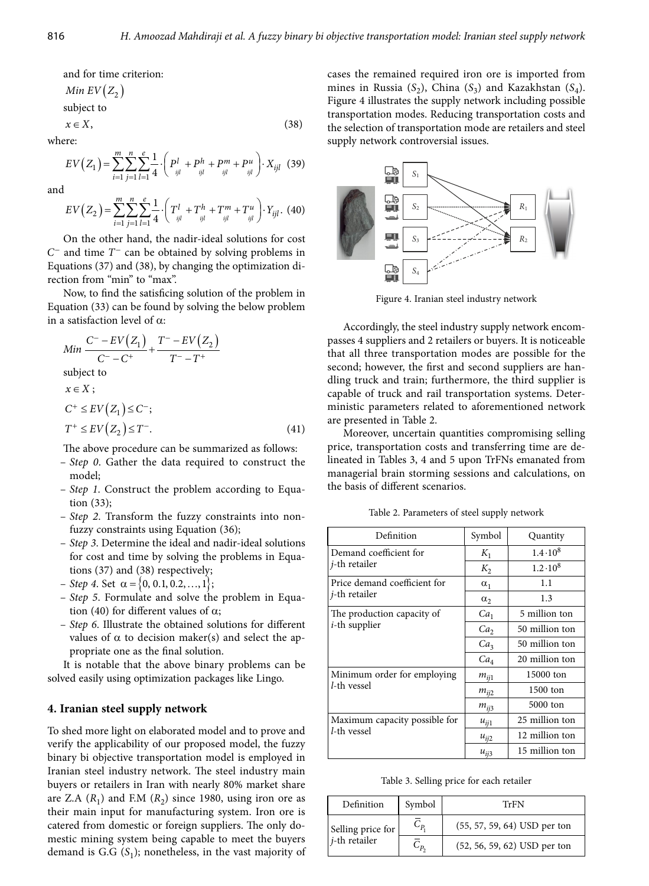and for time criterion:

$$Min\ EV(Z_2)$$

subject to

$$x \in X, \tag{38}$$

where:

$$EV(Z_1) = \sum_{i=1}^{m}\sum_{j=1}^{n}\sum_{l=1}^{e}\frac{1}{4}\cdot\left(P_{ijl}^{l} + P_{ijl}^{h} + P_{ijl}^{m} + P_{ijl}^{u}\right)\cdot X_{ijl} \tag{39}$$

and

$$EV(Z_2) = \sum_{i=1}^{m}\sum_{j=1}^{n}\sum_{l=1}^{e}\frac{1}{4}\cdot\left(T_{ijl}^{l} + T_{ijl}^{h} + T_{ijl}^{m} + T_{ijl}^{u}\right)\cdot Y_{ijl}. \tag{40}$$

On the other hand, the nadir-ideal solutions for cost $C^-$ and time $T^-$ can be obtained by solving problems in Equations (37) and (38), by changing the optimization direction from "min" to "max".

Now, to find the satisficing solution of the problem in Equation (33) can be found by solving the below problem in a satisfaction level of $\alpha$:

$$Min\ \frac{C^- - EV(Z_1)}{C^- - C^+} + \frac{T^- - EV(Z_2)}{T^- - T^+}$$

subject to

$$x \in X;$$

$$C^+ \leq EV(Z_1) \leq C^-;$$

$$T^+ \leq EV(Z_2) \leq T^-. \tag{41}$$

The above procedure can be summarized as follows:

- *Step 0*. Gather the data required to construct the model;
- *Step 1*. Construct the problem according to Equation (33);
- *Step 2*. Transform the fuzzy constraints into non-fuzzy constraints using Equation (36);
- *Step 3*. Determine the ideal and nadir-ideal solutions for cost and time by solving the problems in Equations (37) and (38) respectively;
- *Step 4*. Set $\alpha = \{0, 0.1, 0.2, \ldots, 1\}$;
- *Step 5*. Formulate and solve the problem in Equation (40) for different values of $\alpha$;
- *Step 6*. Illustrate the obtained solutions for different values of $\alpha$ to decision maker(s) and select the appropriate one as the final solution.

It is notable that the above binary problems can be solved easily using optimization packages like Lingo.

## 4. Iranian steel supply network

To shed more light on elaborated model and to prove and verify the applicability of our proposed model, the fuzzy binary bi objective transportation model is employed in Iranian steel industry network. The steel industry main buyers or retailers in Iran with nearly 80% market share are Z.A ($R_1$) and F.M ($R_2$) since 1980, using iron ore as their main input for manufacturing system. Iron ore is catered from domestic or foreign suppliers. The only domestic mining system being capable to meet the buyers demand is G.G ($S_1$); nonetheless, in the vast majority of cases the remained required iron ore is imported from mines in Russia ($S_2$), China ($S_3$) and Kazakhstan ($S_4$). Figure 4 illustrates the supply network including possible transportation modes. Reducing transportation costs and the selection of transportation mode are retailers and steel supply network controversial issues.

S1
S2
S3
S4
R1
R2

Figure 4. Iranian steel industry network

Accordingly, the steel industry supply network encompasses 4 suppliers and 2 retailers or buyers. It is noticeable that all three transportation modes are possible for the second; however, the first and second suppliers are handling truck and train; furthermore, the third supplier is capable of truck and rail transportation systems. Deterministic parameters related to aforementioned network are presented in Table 2.

Moreover, uncertain quantities compromising selling price, transportation costs and transferring time are delineated in Tables 3, 4 and 5 upon TrFNs emanated from managerial brain storming sessions and calculations, on the basis of different scenarios.

Table 2. Parameters of steel supply network

| Definition | Symbol | Quantity |
|---|---|---|
| Demand coefficient for $j$-th retailer | $K_1$ | $1.4 \cdot 10^8$ |
| | $K_2$ | $1.2 \cdot 10^8$ |
| Price demand coefficient for $j$-th retailer | $\alpha_1$ | 1.1 |
| | $\alpha_2$ | 1.3 |
| The production capacity of $i$-th supplier | $Ca_1$ | 5 million ton |
| | $Ca_2$ | 50 million ton |
| | $Ca_3$ | 50 million ton |
| | $Ca_4$ | 20 million ton |
| Minimum order for employing $l$-th vessel | $m_{ij1}$ | 15000 ton |
| | $m_{ij2}$ | 1500 ton |
| | $m_{ij3}$ | 5000 ton |
| Maximum capacity possible for $l$-th vessel | $u_{ij1}$ | 25 million ton |
| | $u_{ij2}$ | 12 million ton |
| | $u_{ij3}$ | 15 million ton |

Table 3. Selling price for each retailer

| Definition | Symbol | TrFN |
|---|---|---|
| Selling price for $j$-th retailer | $\bar{C}_{P_1}$ | (55, 57, 59, 64) USD per ton |
| | $\bar{C}_{P_2}$ | (52, 56, 59, 62) USD per ton |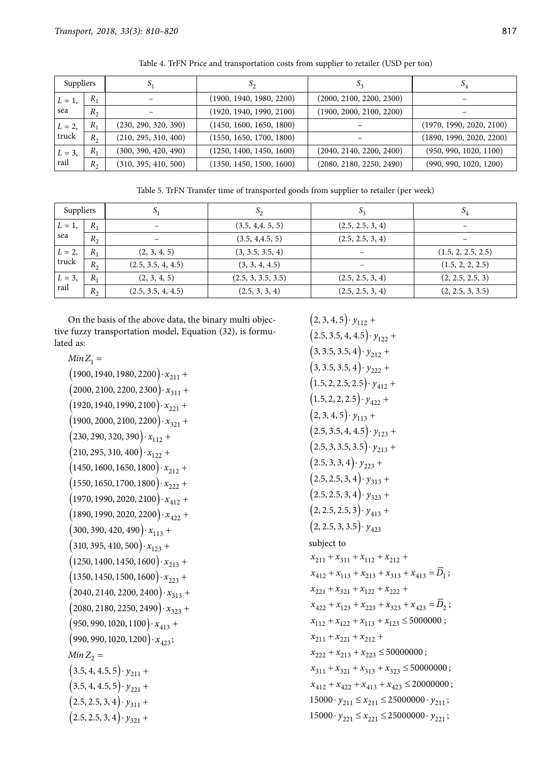Table 4. TrFN Price and transportation costs from supplier to retailer (USD per ton)

| Suppliers | | $S_1$ | $S_2$ | $S_3$ | $S_4$ |
|---|---|---|---|---|---|
| $L = 1$, sea | $R_1$ | – | (1900, 1940, 1980, 2200) | (2000, 2100, 2200, 2300) | – |
| | $R_2$ | – | (1920, 1940, 1990, 2100) | (1900, 2000, 2100, 2200) | – |
| $L = 2$, truck | $R_1$ | (230, 290, 320, 390) | (1450, 1600, 1650, 1800) | – | (1970, 1990, 2020, 2100) |
| | $R_2$ | (210, 295, 310, 400) | (1550, 1650, 1700, 1800) | – | (1890, 1990, 2020, 2200) |
| $L = 3$, rail | $R_1$ | (300, 390, 420, 490) | (1250, 1400, 1450, 1600) | (2040, 2140, 2200, 2400) | (950, 990, 1020, 1100) |
| | $R_2$ | (310, 395, 410, 500) | (1350, 1450, 1500, 1600) | (2080, 2180, 2250, 2490) | (990, 990, 1020, 1200) |

Table 5. TrFN Transfer time of transported goods from supplier to retailer (per week)

| Suppliers | | $S_1$ | $S_2$ | $S_3$ | $S_4$ |
|---|---|---|---|---|---|
| $L = 1$, sea | $R_1$ | – | (3.5, 4,4. 5, 5) | (2.5, 2.5, 3, 4) | – |
| | $R_2$ | – | (3.5, 4,4.5, 5) | (2.5, 2.5, 3, 4) | – |
| $L = 2$, truck | $R_1$ | (2, 3, 4, 5) | (3, 3.5, 3.5, 4) | – | (1.5, 2, 2.5, 2.5) |
| | $R_2$ | (2.5, 3.5, 4, 4.5) | (3, 3, 4, 4.5) | – | (1.5, 2, 2, 2.5) |
| $L = 3$, rail | $R_1$ | (2, 3, 4, 5) | (2.5, 3, 3.5, 3.5) | (2.5, 2.5, 3, 4) | (2, 2.5, 2.5, 3) |
| | $R_2$ | (2.5, 3.5, 4, 4.5) | (2.5, 3, 3, 4) | (2.5, 2.5, 3, 4) | (2, 2.5, 3, 3.5) |

On the basis of the above data, the binary multi objective fuzzy transportation model, Equation (32), is formulated as:

$$
\begin{aligned}
Min\,Z_1 = \; & (1900, 1940, 1980, 2200) \cdot x_{211} + \\
& (2000, 2100, 2200, 2300) \cdot x_{311} + \\
& (1920, 1940, 1990, 2100) \cdot x_{221} + \\
& (1900, 2000, 2100, 2200) \cdot x_{321} + \\
& (230, 290, 320, 390) \cdot x_{112} + \\
& (210, 295, 310, 400) \cdot x_{122} + \\
& (1450, 1600, 1650, 1800) \cdot x_{212} + \\
& (1550, 1650, 1700, 1800) \cdot x_{222} + \\
& (1970, 1990, 2020, 2100) \cdot x_{412} + \\
& (1890, 1990, 2020, 2200) \cdot x_{422} + \\
& (300, 390, 420, 490) \cdot x_{113} + \\
& (310, 395, 410, 500) \cdot x_{123} + \\
& (1250, 1400, 1450, 1600) \cdot x_{213} + \\
& (1350, 1450, 1500, 1600) \cdot x_{223} + \\
& (2040, 2140, 2200, 2400) \cdot x_{313} + \\
& (2080, 2180, 2250, 2490) \cdot x_{323} + \\
& (950, 990, 1020, 1100) \cdot x_{413} + \\
& (990, 990, 1020, 1200) \cdot x_{423};
\end{aligned}
$$

$$
\begin{aligned}
Min\,Z_2 = \; & (3.5, 4, 4.5, 5) \cdot y_{211} + \\
& (3.5, 4, 4.5, 5) \cdot y_{221} + \\
& (2.5, 2.5, 3, 4) \cdot y_{311} + \\
& (2.5, 2.5, 3, 4) \cdot y_{321} + \\
& (2, 3, 4, 5) \cdot y_{112} + \\
& (2.5, 3.5, 4, 4.5) \cdot y_{122} + \\
& (3, 3.5, 3.5, 4) \cdot y_{212} + \\
& (3, 3.5, 3.5, 4) \cdot y_{222} + \\
& (1.5, 2, 2.5, 2.5) \cdot y_{412} + \\
& (1.5, 2, 2, 2.5) \cdot y_{422} + \\
& (2, 3, 4, 5) \cdot y_{113} + \\
& (2.5, 3.5, 4, 4.5) \cdot y_{123} + \\
& (2.5, 3, 3.5, 3.5) \cdot y_{213} + \\
& (2.5, 3, 3, 4) \cdot y_{223} + \\
& (2.5, 2.5, 3, 4) \cdot y_{313} + \\
& (2.5, 2.5, 3, 4) \cdot y_{323} + \\
& (2, 2.5, 2.5, 3) \cdot y_{413} + \\
& (2, 2.5, 3, 3.5) \cdot y_{423}
\end{aligned}
$$

subject to

$$
\begin{aligned}
& x_{211} + x_{311} + x_{112} + x_{212} + \\
& x_{412} + x_{113} + x_{213} + x_{313} + x_{413} = \overline{D}_1; \\
& x_{221} + x_{321} + x_{122} + x_{222} + \\
& x_{422} + x_{123} + x_{223} + x_{323} + x_{423} = \overline{D}_2; \\
& x_{112} + x_{122} + x_{113} + x_{123} \le 5000000; \\
& x_{211} + x_{221} + x_{212} + \\
& x_{222} + x_{213} + x_{223} \le 50000000; \\
& x_{311} + x_{321} + x_{313} + x_{323} \le 50000000; \\
& x_{412} + x_{422} + x_{413} + x_{423} \le 20000000; \\
& 15000 \cdot y_{211} \le x_{211} \le 25000000 \cdot y_{211}; \\
& 15000 \cdot y_{221} \le x_{221} \le 25000000 \cdot y_{221};
\end{aligned}
$$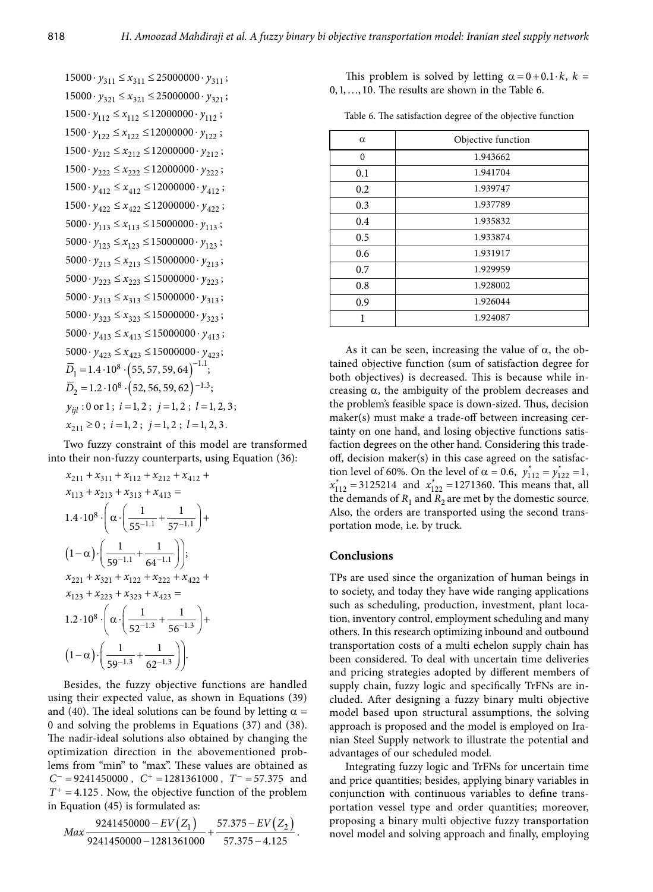$$15000 \cdot y_{311} \le x_{311} \le 25000000 \cdot y_{311};$$
$$15000 \cdot y_{321} \le x_{321} \le 25000000 \cdot y_{321};$$
$$1500 \cdot y_{112} \le x_{112} \le 12000000 \cdot y_{112};$$
$$1500 \cdot y_{122} \le x_{122} \le 12000000 \cdot y_{122};$$
$$1500 \cdot y_{212} \le x_{212} \le 12000000 \cdot y_{212};$$
$$1500 \cdot y_{222} \le x_{222} \le 12000000 \cdot y_{222};$$
$$1500 \cdot y_{412} \le x_{412} \le 12000000 \cdot y_{412};$$
$$1500 \cdot y_{422} \le x_{422} \le 12000000 \cdot y_{422};$$
$$5000 \cdot y_{113} \le x_{113} \le 15000000 \cdot y_{113};$$
$$5000 \cdot y_{123} \le x_{123} \le 15000000 \cdot y_{123};$$
$$5000 \cdot y_{213} \le x_{213} \le 15000000 \cdot y_{213};$$
$$5000 \cdot y_{223} \le x_{223} \le 15000000 \cdot y_{223};$$
$$5000 \cdot y_{313} \le x_{313} \le 15000000 \cdot y_{313};$$
$$5000 \cdot y_{323} \le x_{323} \le 15000000 \cdot y_{323};$$
$$5000 \cdot y_{413} \le x_{413} \le 15000000 \cdot y_{413};$$
$$5000 \cdot y_{423} \le x_{423} \le 15000000 \cdot y_{423};$$
$$\bar{D}_1 = 1.4 \cdot 10^8 \cdot (55, 57, 59, 64)^{-1.1};$$
$$\bar{D}_2 = 1.2 \cdot 10^8 \cdot (52, 56, 59, 62)^{-1.3};$$
$$y_{ijl}: 0 \text{ or } 1;\ i = 1,2;\ j = 1,2;\ l = 1,2,3;$$
$$x_{211} \ge 0;\ i = 1,2;\ j = 1,2;\ l = 1,2,3.$$

Two fuzzy constraint of this model are transformed into their non-fuzzy counterparts, using Equation (36):

$$x_{211} + x_{311} + x_{112} + x_{212} + x_{412} + x_{113} + x_{213} + x_{313} + x_{413} = 1.4 \cdot 10^8 \cdot \left( \alpha \cdot \left( \frac{1}{55^{-1.1}} + \frac{1}{57^{-1.1}} \right) + (1-\alpha) \cdot \left( \frac{1}{59^{-1.1}} + \frac{1}{64^{-1.1}} \right) \right);$$

$$x_{221} + x_{321} + x_{122} + x_{222} + x_{422} + x_{123} + x_{223} + x_{323} + x_{423} = 1.2 \cdot 10^8 \cdot \left( \alpha \cdot \left( \frac{1}{52^{-1.3}} + \frac{1}{56^{-1.3}} \right) + (1-\alpha) \cdot \left( \frac{1}{59^{-1.3}} + \frac{1}{62^{-1.3}} \right) \right).$$

Besides, the fuzzy objective functions are handled using their expected value, as shown in Equations (39) and (40). The ideal solutions can be found by letting $\alpha = 0$ and solving the problems in Equations (37) and (38). The nadir-ideal solutions also obtained by changing the optimization direction in the abovementioned problems from "min" to "max". These values are obtained as $C^- = 9241450000$, $C^+ = 1281361000$, $T^- = 57.375$ and $T^+ = 4.125$. Now, the objective function of the problem in Equation (45) is formulated as:

$$Max \frac{9241450000 - EV(Z_1)}{9241450000 - 1281361000} + \frac{57.375 - EV(Z_2)}{57.375 - 4.125}.$$

This problem is solved by letting $\alpha = 0 + 0.1 \cdot k$, $k = 0, 1, \ldots, 10$. The results are shown in the Table 6.

Table 6. The satisfaction degree of the objective function

| $\alpha$ | Objective function |
|---|---|
| 0 | 1.943662 |
| 0.1 | 1.941704 |
| 0.2 | 1.939747 |
| 0.3 | 1.937789 |
| 0.4 | 1.935832 |
| 0.5 | 1.933874 |
| 0.6 | 1.931917 |
| 0.7 | 1.929959 |
| 0.8 | 1.928002 |
| 0.9 | 1.926044 |
| 1 | 1.924087 |

As it can be seen, increasing the value of $\alpha$, the obtained objective function (sum of satisfaction degree for both objectives) is decreased. This is because while increasing $\alpha$, the ambiguity of the problem decreases and the problem's feasible space is down-sized. Thus, decision maker(s) must make a trade-off between increasing certainty on one hand, and losing objective functions satisfaction degrees on the other hand. Considering this trade-off, decision maker(s) in this case agreed on the satisfaction level of 60%. On the level of $\alpha = 0.6$, $y^*_{112} = y^*_{122} = 1$, $x^*_{112} = 3125214$ and $x^*_{122} = 1271360$. This means that, all the demands of $R_1$ and $R_2$ are met by the domestic source. Also, the orders are transported using the second transportation mode, i.e. by truck.

## Conclusions

TPs are used since the organization of human beings in to society, and today they have wide ranging applications such as scheduling, production, investment, plant location, inventory control, employment scheduling and many others. In this research optimizing inbound and outbound transportation costs of a multi echelon supply chain has been considered. To deal with uncertain time deliveries and pricing strategies adopted by different members of supply chain, fuzzy logic and specifically TrFNs are included. After designing a fuzzy binary multi objective model based upon structural assumptions, the solving approach is proposed and the model is employed on Iranian Steel Supply network to illustrate the potential and advantages of our scheduled model.

Integrating fuzzy logic and TrFNs for uncertain time and price quantities; besides, applying binary variables in conjunction with continuous variables to define transportation vessel type and order quantities; moreover, proposing a binary multi objective fuzzy transportation novel model and solving approach and finally, employing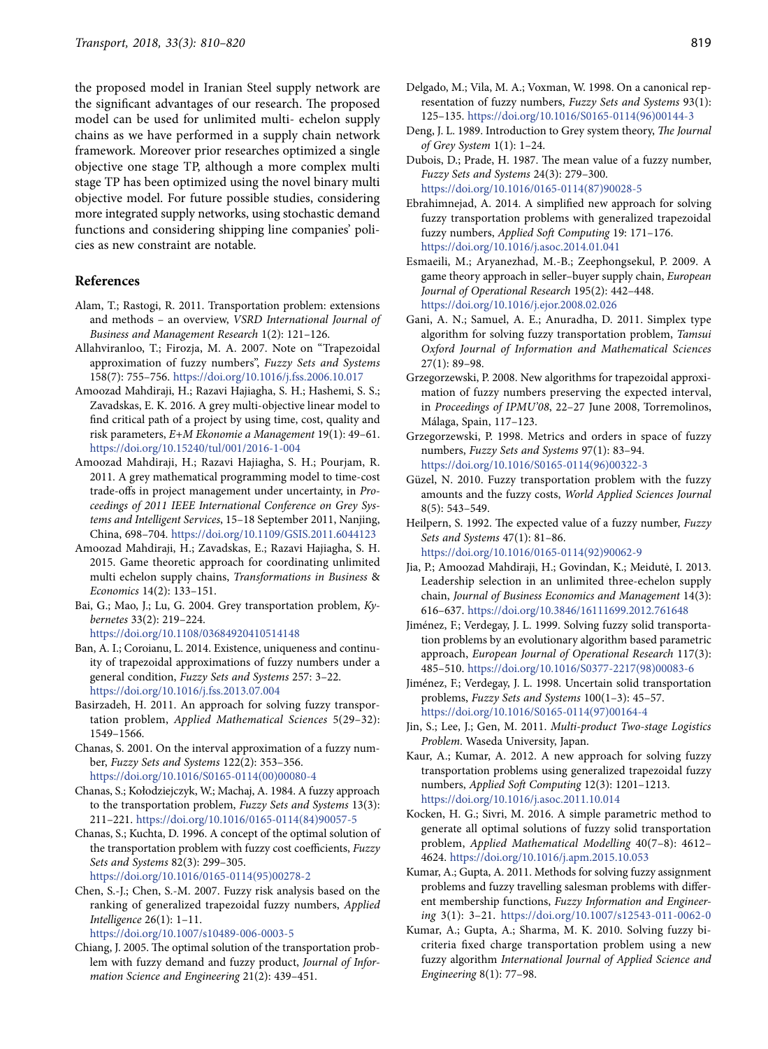the proposed model in Iranian Steel supply network are the significant advantages of our research. The proposed model can be used for unlimited multi- echelon supply chains as we have performed in a supply chain network framework. Moreover prior researches optimized a single objective one stage TP, although a more complex multi stage TP has been optimized using the novel binary multi objective model. For future possible studies, considering more integrated supply networks, using stochastic demand functions and considering shipping line companies' policies as new constraint are notable.

## References

Alam, T.; Rastogi, R. 2011. Transportation problem: extensions and methods – an overview, *VSRD International Journal of Business and Management Research* 1(2): 121–126.

Allahviranloo, T.; Firozja, M. A. 2007. Note on "Trapezoidal approximation of fuzzy numbers", *Fuzzy Sets and Systems* 158(7): 755–756. https://doi.org/10.1016/j.fss.2006.10.017

Amoozad Mahdiraji, H.; Razavi Hajiagha, S. H.; Hashemi, S. S.; Zavadskas, E. K. 2016. A grey multi-objective linear model to find critical path of a project by using time, cost, quality and risk parameters, *E+M Ekonomie a Management* 19(1): 49–61. https://doi.org/10.15240/tul/001/2016-1-004

Amoozad Mahdiraji, H.; Razavi Hajiagha, S. H.; Pourjam, R. 2011. A grey mathematical programming model to time-cost trade-offs in project management under uncertainty, in *Proceedings of 2011 IEEE International Conference on Grey Systems and Intelligent Services*, 15–18 September 2011, Nanjing, China, 698–704. https://doi.org/10.1109/GSIS.2011.6044123

Amoozad Mahdiraji, H.; Zavadskas, E.; Razavi Hajiagha, S. H. 2015. Game theoretic approach for coordinating unlimited multi echelon supply chains, *Transformations in Business & Economics* 14(2): 133–151.

Bai, G.; Mao, J.; Lu, G. 2004. Grey transportation problem, *Kybernetes* 33(2): 219–224. https://doi.org/10.1108/03684920410514148

Ban, A. I.; Coroianu, L. 2014. Existence, uniqueness and continuity of trapezoidal approximations of fuzzy numbers under a general condition, *Fuzzy Sets and Systems* 257: 3–22. https://doi.org/10.1016/j.fss.2013.07.004

Basirzadeh, H. 2011. An approach for solving fuzzy transportation problem, *Applied Mathematical Sciences* 5(29–32): 1549–1566.

Chanas, S. 2001. On the interval approximation of a fuzzy number, *Fuzzy Sets and Systems* 122(2): 353–356. https://doi.org/10.1016/S0165-0114(00)00080-4

Chanas, S.; Kołodziejczyk, W.; Machaj, A. 1984. A fuzzy approach to the transportation problem, *Fuzzy Sets and Systems* 13(3): 211–221. https://doi.org/10.1016/0165-0114(84)90057-5

Chanas, S.; Kuchta, D. 1996. A concept of the optimal solution of the transportation problem with fuzzy cost coefficients, *Fuzzy Sets and Systems* 82(3): 299–305. https://doi.org/10.1016/0165-0114(95)00278-2

Chen, S.-J.; Chen, S.-M. 2007. Fuzzy risk analysis based on the ranking of generalized trapezoidal fuzzy numbers, *Applied Intelligence* 26(1): 1–11. https://doi.org/10.1007/s10489-006-0003-5

Chiang, J. 2005. The optimal solution of the transportation problem with fuzzy demand and fuzzy product, *Journal of Information Science and Engineering* 21(2): 439–451.

Delgado, M.; Vila, M. A.; Voxman, W. 1998. On a canonical representation of fuzzy numbers, *Fuzzy Sets and Systems* 93(1): 125–135. https://doi.org/10.1016/S0165-0114(96)00144-3

Deng, J. L. 1989. Introduction to Grey system theory, *The Journal of Grey System* 1(1): 1–24.

Dubois, D.; Prade, H. 1987. The mean value of a fuzzy number, *Fuzzy Sets and Systems* 24(3): 279–300. https://doi.org/10.1016/0165-0114(87)90028-5

Ebrahimnejad, A. 2014. A simplified new approach for solving fuzzy transportation problems with generalized trapezoidal fuzzy numbers, *Applied Soft Computing* 19: 171–176. https://doi.org/10.1016/j.asoc.2014.01.041

Esmaeili, M.; Aryanezhad, M.-B.; Zeephongsekul, P. 2009. A game theory approach in seller–buyer supply chain, *European Journal of Operational Research* 195(2): 442–448. https://doi.org/10.1016/j.ejor.2008.02.026

Gani, A. N.; Samuel, A. E.; Anuradha, D. 2011. Simplex type algorithm for solving fuzzy transportation problem, *Tamsui Oxford Journal of Information and Mathematical Sciences* 27(1): 89–98.

Grzegorzewski, P. 2008. New algorithms for trapezoidal approximation of fuzzy numbers preserving the expected interval, in *Proceedings of IPMU'08*, 22–27 June 2008, Torremolinos, Málaga, Spain, 117–123.

Grzegorzewski, P. 1998. Metrics and orders in space of fuzzy numbers, *Fuzzy Sets and Systems* 97(1): 83–94. https://doi.org/10.1016/S0165-0114(96)00322-3

Güzel, N. 2010. Fuzzy transportation problem with the fuzzy amounts and the fuzzy costs, *World Applied Sciences Journal* 8(5): 543–549.

Heilpern, S. 1992. The expected value of a fuzzy number, *Fuzzy Sets and Systems* 47(1): 81–86. https://doi.org/10.1016/0165-0114(92)90062-9

Jia, P.; Amoozad Mahdiraji, H.; Govindan, K.; Meidutė, I. 2013. Leadership selection in an unlimited three-echelon supply chain, *Journal of Business Economics and Management* 14(3): 616–637. https://doi.org/10.3846/16111699.2012.761648

Jiménez, F.; Verdegay, J. L. 1999. Solving fuzzy solid transportation problems by an evolutionary algorithm based parametric approach, *European Journal of Operational Research* 117(3): 485–510. https://doi.org/10.1016/S0377-2217(98)00083-6

Jiménez, F.; Verdegay, J. L. 1998. Uncertain solid transportation problems, *Fuzzy Sets and Systems* 100(1–3): 45–57. https://doi.org/10.1016/S0165-0114(97)00164-4

Jin, S.; Lee, J.; Gen, M. 2011. *Multi-product Two-stage Logistics Problem*. Waseda University, Japan.

Kaur, A.; Kumar, A. 2012. A new approach for solving fuzzy transportation problems using generalized trapezoidal fuzzy numbers, *Applied Soft Computing* 12(3): 1201–1213. https://doi.org/10.1016/j.asoc.2011.10.014

Kocken, H. G.; Sivri, M. 2016. A simple parametric method to generate all optimal solutions of fuzzy solid transportation problem, *Applied Mathematical Modelling* 40(7–8): 4612–4624. https://doi.org/10.1016/j.apm.2015.10.053

Kumar, A.; Gupta, A. 2011. Methods for solving fuzzy assignment problems and fuzzy travelling salesman problems with different membership functions, *Fuzzy Information and Engineering* 3(1): 3–21. https://doi.org/10.1007/s12543-011-0062-0

Kumar, A.; Gupta, A.; Sharma, M. K. 2010. Solving fuzzy bi-criteria fixed charge transportation problem using a new fuzzy algorithm *International Journal of Applied Science and Engineering* 8(1): 77–98.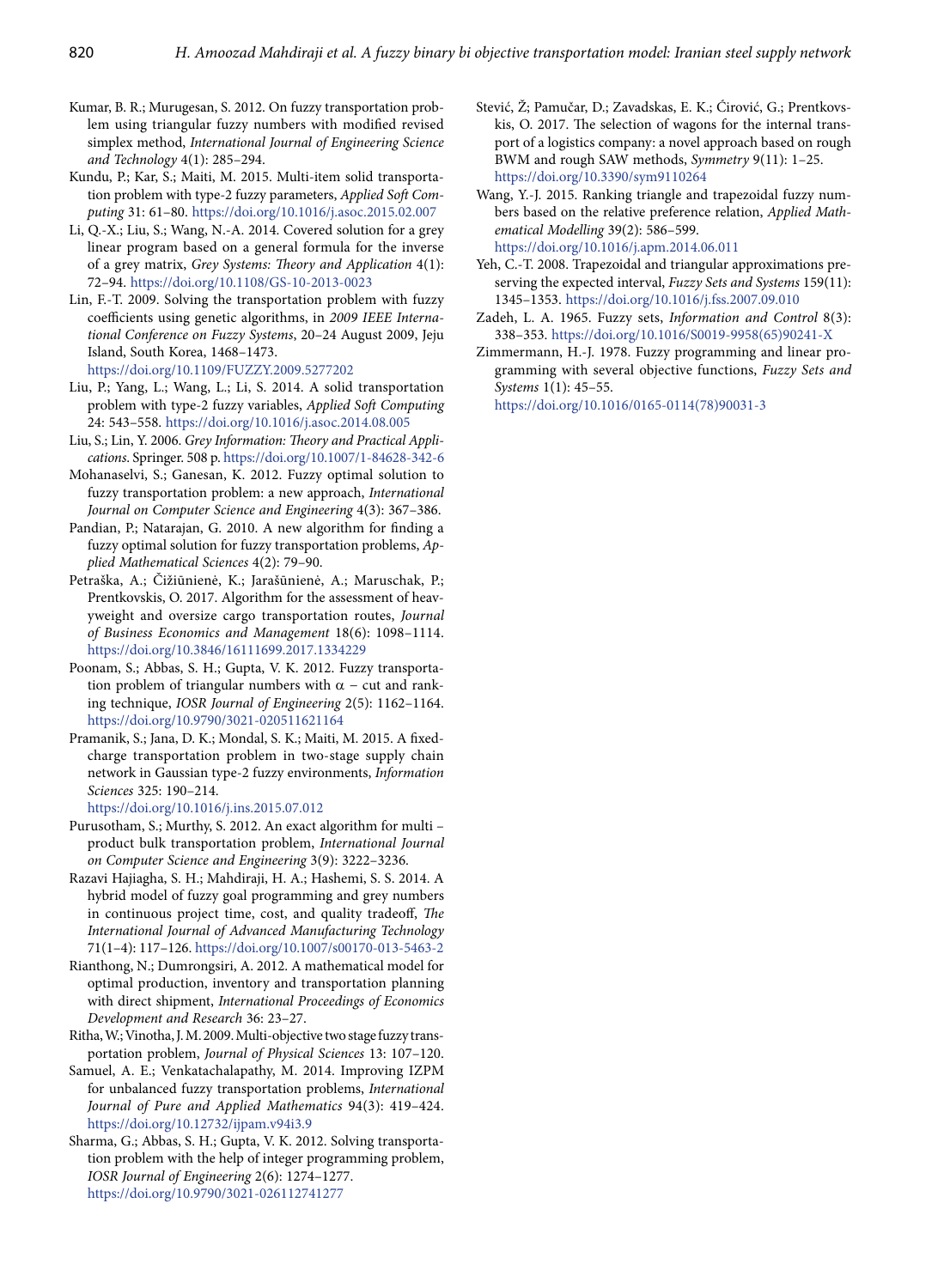Kumar, B. R.; Murugesan, S. 2012. On fuzzy transportation problem using triangular fuzzy numbers with modified revised simplex method, *International Journal of Engineering Science and Technology* 4(1): 285–294.

Kundu, P.; Kar, S.; Maiti, M. 2015. Multi-item solid transportation problem with type-2 fuzzy parameters, *Applied Soft Computing* 31: 61–80. https://doi.org/10.1016/j.asoc.2015.02.007

Li, Q.-X.; Liu, S.; Wang, N.-A. 2014. Covered solution for a grey linear program based on a general formula for the inverse of a grey matrix, *Grey Systems: Theory and Application* 4(1): 72–94. https://doi.org/10.1108/GS-10-2013-0023

Lin, F.-T. 2009. Solving the transportation problem with fuzzy coefficients using genetic algorithms, in *2009 IEEE International Conference on Fuzzy Systems*, 20–24 August 2009, Jeju Island, South Korea, 1468–1473. https://doi.org/10.1109/FUZZY.2009.5277202

Liu, P.; Yang, L.; Wang, L.; Li, S. 2014. A solid transportation problem with type-2 fuzzy variables, *Applied Soft Computing* 24: 543–558. https://doi.org/10.1016/j.asoc.2014.08.005

Liu, S.; Lin, Y. 2006. *Grey Information: Theory and Practical Applications*. Springer. 508 p. https://doi.org/10.1007/1-84628-342-6

Mohanaselvi, S.; Ganesan, K. 2012. Fuzzy optimal solution to fuzzy transportation problem: a new approach, *International Journal on Computer Science and Engineering* 4(3): 367–386.

Pandian, P.; Natarajan, G. 2010. A new algorithm for finding a fuzzy optimal solution for fuzzy transportation problems, *Applied Mathematical Sciences* 4(2): 79–90.

Petraška, A.; Čižiūnienė, K.; Jarašūnienė, A.; Maruschak, P.; Prentkovskis, O. 2017. Algorithm for the assessment of heavyweight and oversize cargo transportation routes, *Journal of Business Economics and Management* 18(6): 1098–1114. https://doi.org/10.3846/16111699.2017.1334229

Poonam, S.; Abbas, S. H.; Gupta, V. K. 2012. Fuzzy transportation problem of triangular numbers with α – cut and ranking technique, *IOSR Journal of Engineering* 2(5): 1162–1164. https://doi.org/10.9790/3021-020511621164

Pramanik, S.; Jana, D. K.; Mondal, S. K.; Maiti, M. 2015. A fixed-charge transportation problem in two-stage supply chain network in Gaussian type-2 fuzzy environments, *Information Sciences* 325: 190–214. https://doi.org/10.1016/j.ins.2015.07.012

Purusotham, S.; Murthy, S. 2012. An exact algorithm for multi – product bulk transportation problem, *International Journal on Computer Science and Engineering* 3(9): 3222–3236.

Razavi Hajiagha, S. H.; Mahdiraji, H. A.; Hashemi, S. S. 2014. A hybrid model of fuzzy goal programming and grey numbers in continuous project time, cost, and quality tradeoff, *The International Journal of Advanced Manufacturing Technology* 71(1–4): 117–126. https://doi.org/10.1007/s00170-013-5463-2

Rianthong, N.; Dumrongsiri, A. 2012. A mathematical model for optimal production, inventory and transportation planning with direct shipment, *International Proceedings of Economics Development and Research* 36: 23–27.

Ritha, W.; Vinotha, J. M. 2009. Multi-objective two stage fuzzy transportation problem, *Journal of Physical Sciences* 13: 107–120.

Samuel, A. E.; Venkatachalapathy, M. 2014. Improving IZPM for unbalanced fuzzy transportation problems, *International Journal of Pure and Applied Mathematics* 94(3): 419–424. https://doi.org/10.12732/ijpam.v94i3.9

Sharma, G.; Abbas, S. H.; Gupta, V. K. 2012. Solving transportation problem with the help of integer programming problem, *IOSR Journal of Engineering* 2(6): 1274–1277. https://doi.org/10.9790/3021-026112741277

Stević, Ž; Pamučar, D.; Zavadskas, E. K.; Ćirović, G.; Prentkovskis, O. 2017. The selection of wagons for the internal transport of a logistics company: a novel approach based on rough BWM and rough SAW methods, *Symmetry* 9(11): 1–25. https://doi.org/10.3390/sym9110264

Wang, Y.-J. 2015. Ranking triangle and trapezoidal fuzzy numbers based on the relative preference relation, *Applied Mathematical Modelling* 39(2): 586–599. https://doi.org/10.1016/j.apm.2014.06.011

Yeh, C.-T. 2008. Trapezoidal and triangular approximations preserving the expected interval, *Fuzzy Sets and Systems* 159(11): 1345–1353. https://doi.org/10.1016/j.fss.2007.09.010

Zadeh, L. A. 1965. Fuzzy sets, *Information and Control* 8(3): 338–353. https://doi.org/10.1016/S0019-9958(65)90241-X

Zimmermann, H.-J. 1978. Fuzzy programming and linear programming with several objective functions, *Fuzzy Sets and Systems* 1(1): 45–55. https://doi.org/10.1016/0165-0114(78)90031-3